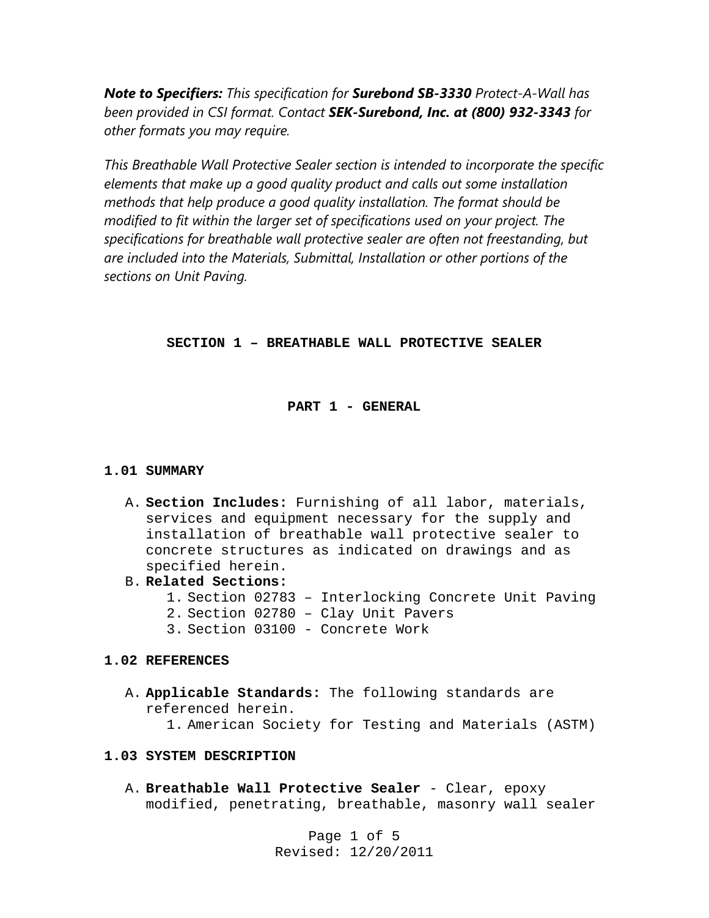***Note to Specifiers:*** *This specification for* ***Surebond SB-3330*** *Protect-A-Wall has been provided in CSI format. Contact* ***SEK-Surebond, Inc. at (800) 932-3343*** *for other formats you may require.*

*This Breathable Wall Protective Sealer section is intended to incorporate the specific elements that make up a good quality product and calls out some installation methods that help produce a good quality installation. The format should be modified to fit within the larger set of specifications used on your project. The specifications for breathable wall protective sealer are often not freestanding, but are included into the Materials, Submittal, Installation or other portions of the sections on Unit Paving.*

# SECTION 1 – BREATHABLE WALL PROTECTIVE SEALER

## PART 1 - GENERAL

### 1.01 SUMMARY

A. **Section Includes:** Furnishing of all labor, materials, services and equipment necessary for the supply and installation of breathable wall protective sealer to concrete structures as indicated on drawings and as specified herein.

B. **Related Sections:**
   1. Section 02783 – Interlocking Concrete Unit Paving
   2. Section 02780 – Clay Unit Pavers
   3. Section 03100 - Concrete Work

### 1.02 REFERENCES

A. **Applicable Standards:** The following standards are referenced herein.
   1. American Society for Testing and Materials (ASTM)

### 1.03 SYSTEM DESCRIPTION

A. **Breathable Wall Protective Sealer** - Clear, epoxy modified, penetrating, breathable, masonry wall sealer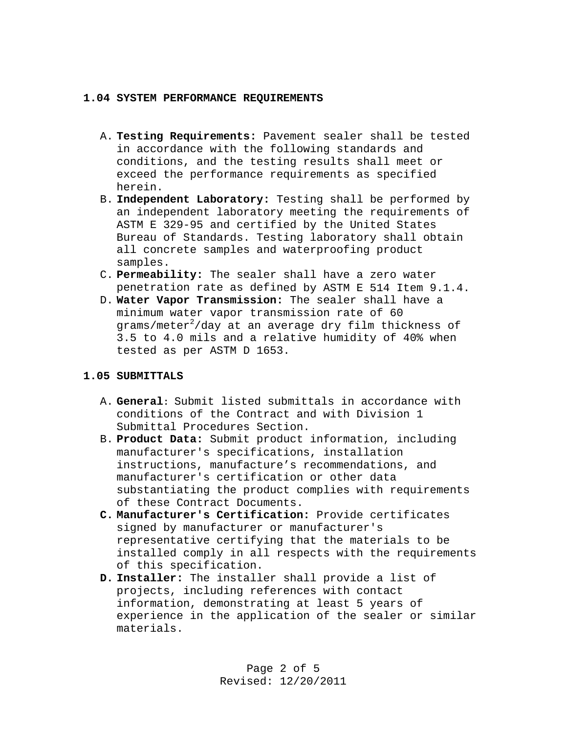## 1.04 SYSTEM PERFORMANCE REQUIREMENTS

A. **Testing Requirements:** Pavement sealer shall be tested in accordance with the following standards and conditions, and the testing results shall meet or exceed the performance requirements as specified herein.
B. **Independent Laboratory:** Testing shall be performed by an independent laboratory meeting the requirements of ASTM E 329-95 and certified by the United States Bureau of Standards. Testing laboratory shall obtain all concrete samples and waterproofing product samples.
C. **Permeability:** The sealer shall have a zero water penetration rate as defined by ASTM E 514 Item 9.1.4.
D. **Water Vapor Transmission:** The sealer shall have a minimum water vapor transmission rate of 60 grams/meter$^2$/day at an average dry film thickness of 3.5 to 4.0 mils and a relative humidity of 40% when tested as per ASTM D 1653.

## 1.05 SUBMITTALS

A. **General**: Submit listed submittals in accordance with conditions of the Contract and with Division 1 Submittal Procedures Section.
B. **Product Data:** Submit product information, including manufacturer's specifications, installation instructions, manufacture's recommendations, and manufacturer's certification or other data substantiating the product complies with requirements of these Contract Documents.
C. **Manufacturer's Certification:** Provide certificates signed by manufacturer or manufacturer's representative certifying that the materials to be installed comply in all respects with the requirements of this specification.
D. **Installer:** The installer shall provide a list of projects, including references with contact information, demonstrating at least 5 years of experience in the application of the sealer or similar materials.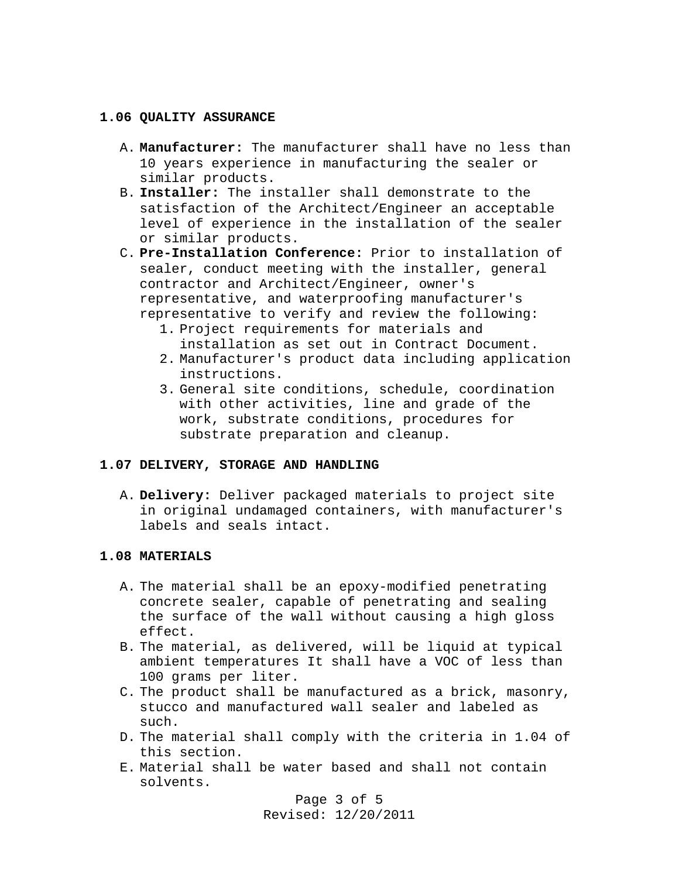## 1.06 QUALITY ASSURANCE

A. **Manufacturer:** The manufacturer shall have no less than 10 years experience in manufacturing the sealer or similar products.

B. **Installer:** The installer shall demonstrate to the satisfaction of the Architect/Engineer an acceptable level of experience in the installation of the sealer or similar products.

C. **Pre-Installation Conference:** Prior to installation of sealer, conduct meeting with the installer, general contractor and Architect/Engineer, owner's representative, and waterproofing manufacturer's representative to verify and review the following:
   1. Project requirements for materials and installation as set out in Contract Document.
   2. Manufacturer's product data including application instructions.
   3. General site conditions, schedule, coordination with other activities, line and grade of the work, substrate conditions, procedures for substrate preparation and cleanup.

## 1.07 DELIVERY, STORAGE AND HANDLING

A. **Delivery:** Deliver packaged materials to project site in original undamaged containers, with manufacturer's labels and seals intact.

## 1.08 MATERIALS

A. The material shall be an epoxy-modified penetrating concrete sealer, capable of penetrating and sealing the surface of the wall without causing a high gloss effect.

B. The material, as delivered, will be liquid at typical ambient temperatures It shall have a VOC of less than 100 grams per liter.

C. The product shall be manufactured as a brick, masonry, stucco and manufactured wall sealer and labeled as such.

D. The material shall comply with the criteria in 1.04 of this section.

E. Material shall be water based and shall not contain solvents.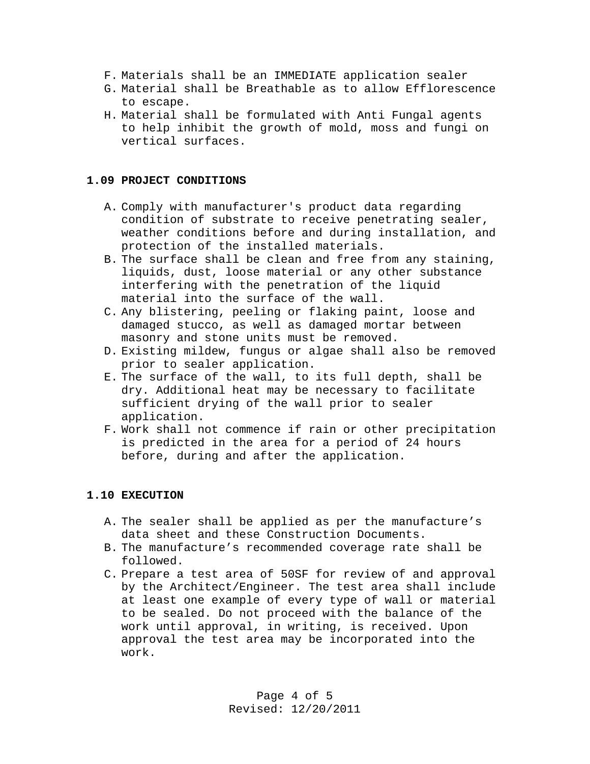F. Materials shall be an IMMEDIATE application sealer
G. Material shall be Breathable as to allow Efflorescence to escape.
H. Material shall be formulated with Anti Fungal agents to help inhibit the growth of mold, moss and fungi on vertical surfaces.

## 1.09 PROJECT CONDITIONS

A. Comply with manufacturer's product data regarding condition of substrate to receive penetrating sealer, weather conditions before and during installation, and protection of the installed materials.
B. The surface shall be clean and free from any staining, liquids, dust, loose material or any other substance interfering with the penetration of the liquid material into the surface of the wall.
C. Any blistering, peeling or flaking paint, loose and damaged stucco, as well as damaged mortar between masonry and stone units must be removed.
D. Existing mildew, fungus or algae shall also be removed prior to sealer application.
E. The surface of the wall, to its full depth, shall be dry. Additional heat may be necessary to facilitate sufficient drying of the wall prior to sealer application.
F. Work shall not commence if rain or other precipitation is predicted in the area for a period of 24 hours before, during and after the application.

## 1.10 EXECUTION

A. The sealer shall be applied as per the manufacture's data sheet and these Construction Documents.
B. The manufacture's recommended coverage rate shall be followed.
C. Prepare a test area of 50SF for review of and approval by the Architect/Engineer. The test area shall include at least one example of every type of wall or material to be sealed. Do not proceed with the balance of the work until approval, in writing, is received. Upon approval the test area may be incorporated into the work.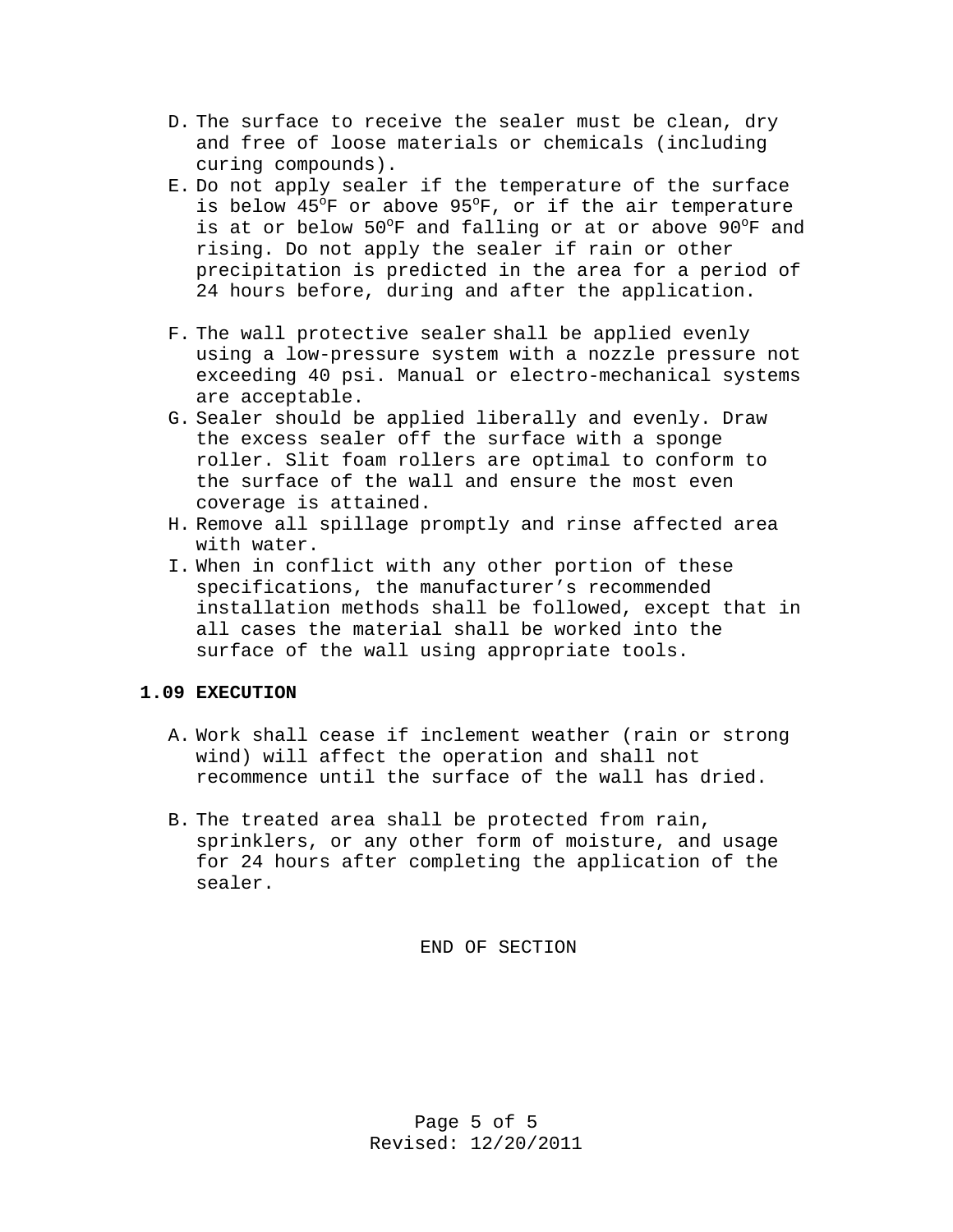D. The surface to receive the sealer must be clean, dry and free of loose materials or chemicals (including curing compounds).
E. Do not apply sealer if the temperature of the surface is below 45$^{o}$F or above 95$^{o}$F, or if the air temperature is at or below 50$^{o}$F and falling or at or above 90$^{o}$F and rising. Do not apply the sealer if rain or other precipitation is predicted in the area for a period of 24 hours before, during and after the application.
F. The wall protective sealer shall be applied evenly using a low-pressure system with a nozzle pressure not exceeding 40 psi. Manual or electro-mechanical systems are acceptable.
G. Sealer should be applied liberally and evenly. Draw the excess sealer off the surface with a sponge roller. Slit foam rollers are optimal to conform to the surface of the wall and ensure the most even coverage is attained.
H. Remove all spillage promptly and rinse affected area with water.
I. When in conflict with any other portion of these specifications, the manufacturer's recommended installation methods shall be followed, except that in all cases the material shall be worked into the surface of the wall using appropriate tools.

## 1.09 EXECUTION

A. Work shall cease if inclement weather (rain or strong wind) will affect the operation and shall not recommence until the surface of the wall has dried.

B. The treated area shall be protected from rain, sprinklers, or any other form of moisture, and usage for 24 hours after completing the application of the sealer.

END OF SECTION

Revised: 12/20/2011